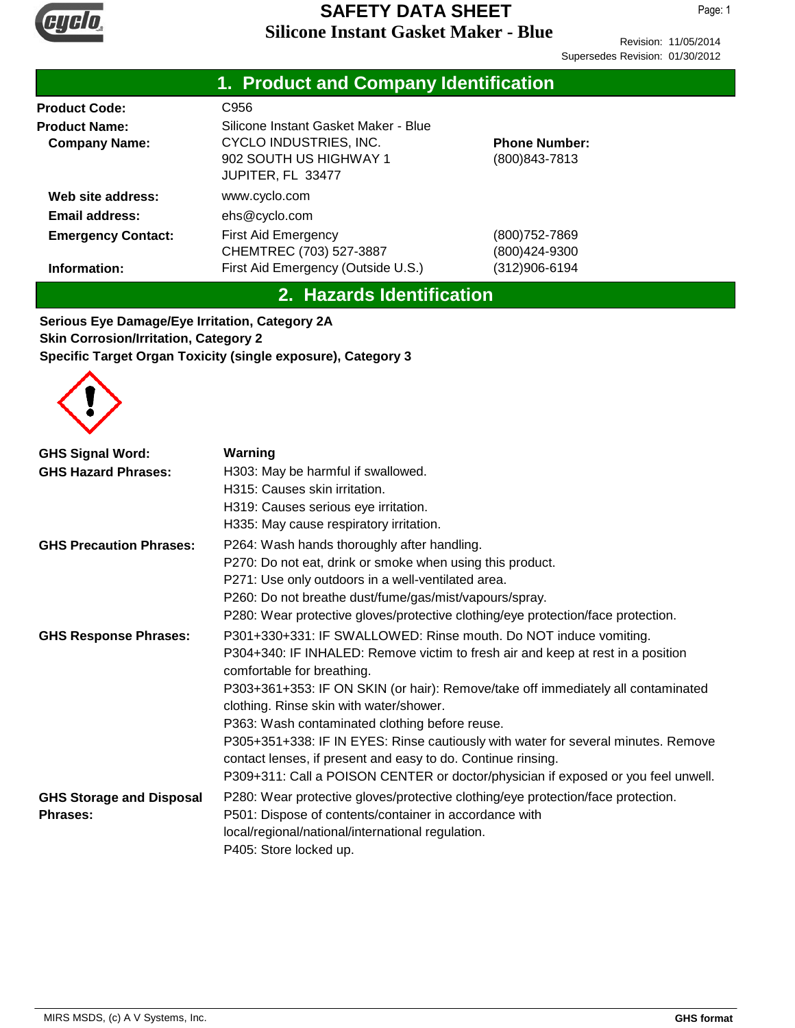# SAFETY DATA SHEET

## Silicone Instant Gasket Maker - Blue

Revision: 11/05/2014
Supersedes Revision: 01/30/2012

## 1. Product and Company Identification

| | | |
|---|---|---|
| **Product Code:** | C956 | |
| **Product Name:** | Silicone Instant Gasket Maker - Blue | |
| **Company Name:** | CYCLO INDUSTRIES, INC.<br>902 SOUTH US HIGHWAY 1<br>JUPITER, FL 33477 | **Phone Number:**<br>(800)843-7813 |
| **Web site address:** | www.cyclo.com | |
| **Email address:** | ehs@cyclo.com | |
| **Emergency Contact:** | First Aid Emergency<br>CHEMTREC (703) 527-3887 | (800)752-7869<br>(800)424-9300 |
| **Information:** | First Aid Emergency (Outside U.S.) | (312)906-6194 |

## 2. Hazards Identification

**Serious Eye Damage/Eye Irritation, Category 2A**
**Skin Corrosion/Irritation, Category 2**
**Specific Target Organ Toxicity (single exposure), Category 3**

**GHS Signal Word:** **Warning**

**GHS Hazard Phrases:**
H303: May be harmful if swallowed.
H315: Causes skin irritation.
H319: Causes serious eye irritation.
H335: May cause respiratory irritation.

**GHS Precaution Phrases:**
P264: Wash hands thoroughly after handling.
P270: Do not eat, drink or smoke when using this product.
P271: Use only outdoors in a well-ventilated area.
P260: Do not breathe dust/fume/gas/mist/vapours/spray.
P280: Wear protective gloves/protective clothing/eye protection/face protection.

**GHS Response Phrases:**
P301+330+331: IF SWALLOWED: Rinse mouth. Do NOT induce vomiting.
P304+340: IF INHALED: Remove victim to fresh air and keep at rest in a position comfortable for breathing.
P303+361+353: IF ON SKIN (or hair): Remove/take off immediately all contaminated clothing. Rinse skin with water/shower.
P363: Wash contaminated clothing before reuse.
P305+351+338: IF IN EYES: Rinse cautiously with water for several minutes. Remove contact lenses, if present and easy to do. Continue rinsing.
P309+311: Call a POISON CENTER or doctor/physician if exposed or you feel unwell.

**GHS Storage and Disposal Phrases:**
P280: Wear protective gloves/protective clothing/eye protection/face protection.
P501: Dispose of contents/container in accordance with local/regional/national/international regulation.
P405: Store locked up.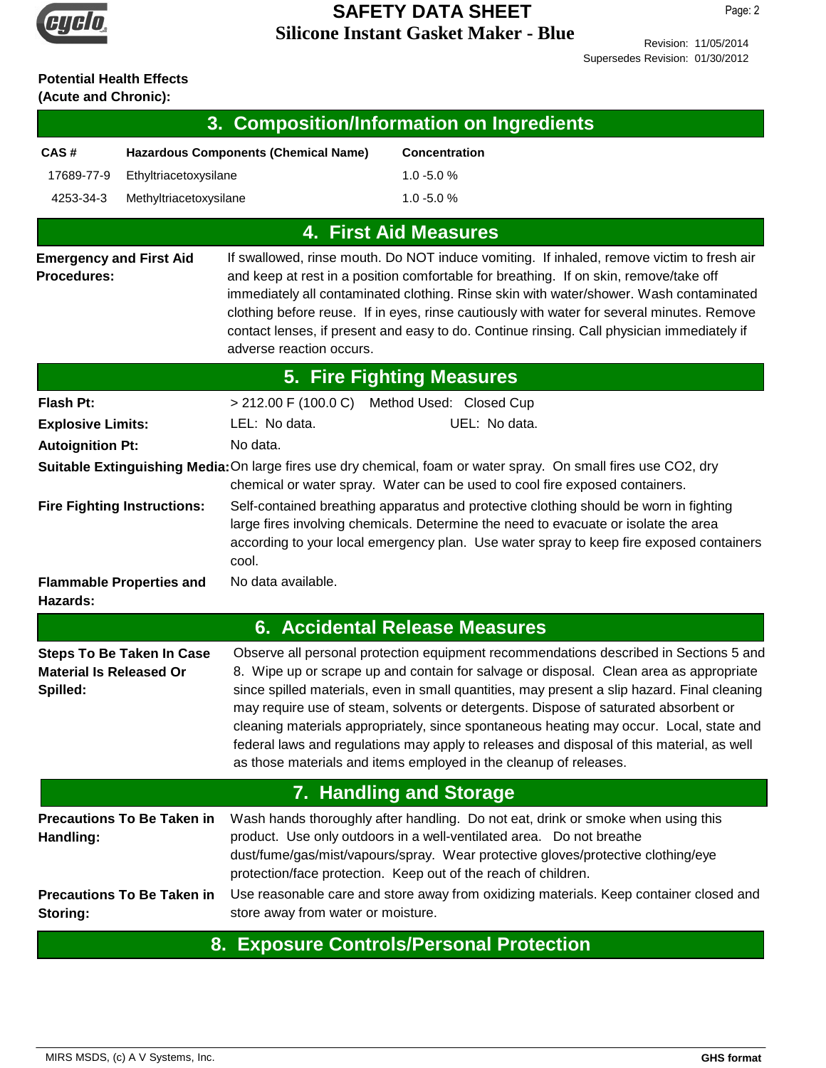**Potential Health Effects (Acute and Chronic):**

## 3. Composition/Information on Ingredients

| CAS # | Hazardous Components (Chemical Name) | Concentration |
|---|---|---|
| 17689-77-9 | Ethyltriacetoxysilane | 1.0 -5.0 % |
| 4253-34-3 | Methyltriacetoxysilane | 1.0 -5.0 % |

## 4. First Aid Measures

**Emergency and First Aid Procedures:** If swallowed, rinse mouth. Do NOT induce vomiting. If inhaled, remove victim to fresh air and keep at rest in a position comfortable for breathing. If on skin, remove/take off immediately all contaminated clothing. Rinse skin with water/shower. Wash contaminated clothing before reuse. If in eyes, rinse cautiously with water for several minutes. Remove contact lenses, if present and easy to do. Continue rinsing. Call physician immediately if adverse reaction occurs.

## 5. Fire Fighting Measures

**Flash Pt:** > 212.00 F (100.0 C) Method Used: Closed Cup

**Explosive Limits:** LEL: No data. UEL: No data.

**Autoignition Pt:** No data.

**Suitable Extinguishing Media:** On large fires use dry chemical, foam or water spray. On small fires use CO2, dry chemical or water spray. Water can be used to cool fire exposed containers.

**Fire Fighting Instructions:** Self-contained breathing apparatus and protective clothing should be worn in fighting large fires involving chemicals. Determine the need to evacuate or isolate the area according to your local emergency plan. Use water spray to keep fire exposed containers cool.

**Flammable Properties and Hazards:** No data available.

## 6. Accidental Release Measures

**Steps To Be Taken In Case Material Is Released Or Spilled:** Observe all personal protection equipment recommendations described in Sections 5 and 8. Wipe up or scrape up and contain for salvage or disposal. Clean area as appropriate since spilled materials, even in small quantities, may present a slip hazard. Final cleaning may require use of steam, solvents or detergents. Dispose of saturated absorbent or cleaning materials appropriately, since spontaneous heating may occur. Local, state and federal laws and regulations may apply to releases and disposal of this material, as well as those materials and items employed in the cleanup of releases.

## 7. Handling and Storage

**Precautions To Be Taken in Handling:** Wash hands thoroughly after handling. Do not eat, drink or smoke when using this product. Use only outdoors in a well-ventilated area. Do not breathe dust/fume/gas/mist/vapours/spray. Wear protective gloves/protective clothing/eye protection/face protection. Keep out of the reach of children.

**Precautions To Be Taken in Storing:** Use reasonable care and store away from oxidizing materials. Keep container closed and store away from water or moisture.

## 8. Exposure Controls/Personal Protection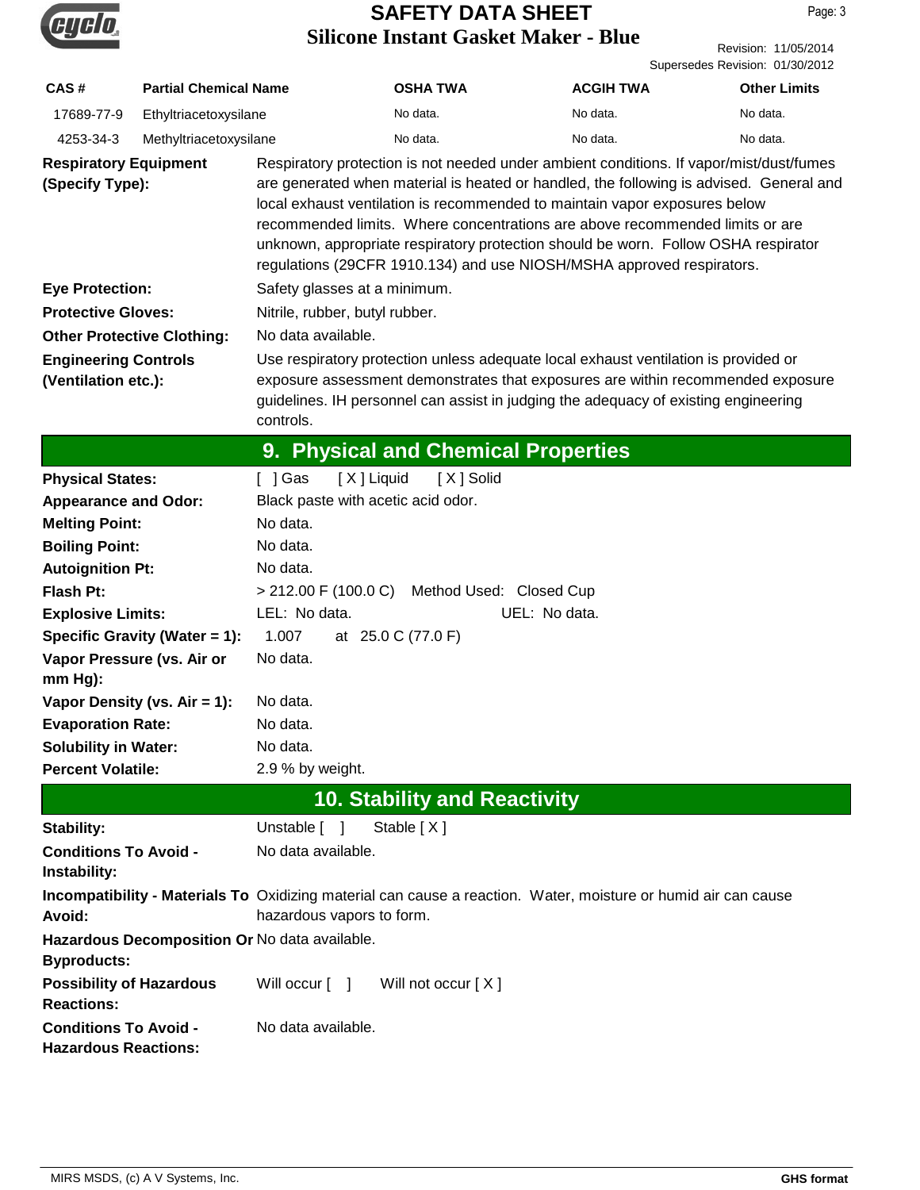| CAS # | Partial Chemical Name | OSHA TWA | ACGIH TWA | Other Limits |
|---|---|---|---|---|
| 17689-77-9 | Ethyltriacetoxysilane | No data. | No data. | No data. |
| 4253-34-3 | Methyltriacetoxysilane | No data. | No data. | No data. |

**Respiratory Equipment (Specify Type):** Respiratory protection is not needed under ambient conditions. If vapor/mist/dust/fumes are generated when material is heated or handled, the following is advised. General and local exhaust ventilation is recommended to maintain vapor exposures below recommended limits. Where concentrations are above recommended limits or are unknown, appropriate respiratory protection should be worn. Follow OSHA respirator regulations (29CFR 1910.134) and use NIOSH/MSHA approved respirators.

**Eye Protection:** Safety glasses at a minimum.

**Protective Gloves:** Nitrile, rubber, butyl rubber.

**Other Protective Clothing:** No data available.

**Engineering Controls (Ventilation etc.):** Use respiratory protection unless adequate local exhaust ventilation is provided or exposure assessment demonstrates that exposures are within recommended exposure guidelines. IH personnel can assist in judging the adequacy of existing engineering controls.

## 9. Physical and Chemical Properties

**Physical States:** [ ] Gas [ X ] Liquid [ X ] Solid

**Appearance and Odor:** Black paste with acetic acid odor.

**Melting Point:** No data.

**Boiling Point:** No data.

**Autoignition Pt:** No data.

**Flash Pt:** > 212.00 F (100.0 C) Method Used: Closed Cup

**Explosive Limits:** LEL: No data. UEL: No data.

**Specific Gravity (Water = 1):** 1.007 at 25.0 C (77.0 F)

**Vapor Pressure (vs. Air or mm Hg):** No data.

**Vapor Density (vs. Air = 1):** No data.

**Evaporation Rate:** No data.

**Solubility in Water:** No data.

**Percent Volatile:** 2.9 % by weight.

## 10. Stability and Reactivity

**Stability:** Unstable [ ] Stable [ X ]

**Conditions To Avoid - Instability:** No data available.

**Incompatibility - Materials To Avoid:** Oxidizing material can cause a reaction. Water, moisture or humid air can cause hazardous vapors to form.

**Hazardous Decomposition Or Byproducts:** No data available.

**Possibility of Hazardous Reactions:** Will occur [ ] Will not occur [ X ]

**Conditions To Avoid - Hazardous Reactions:** No data available.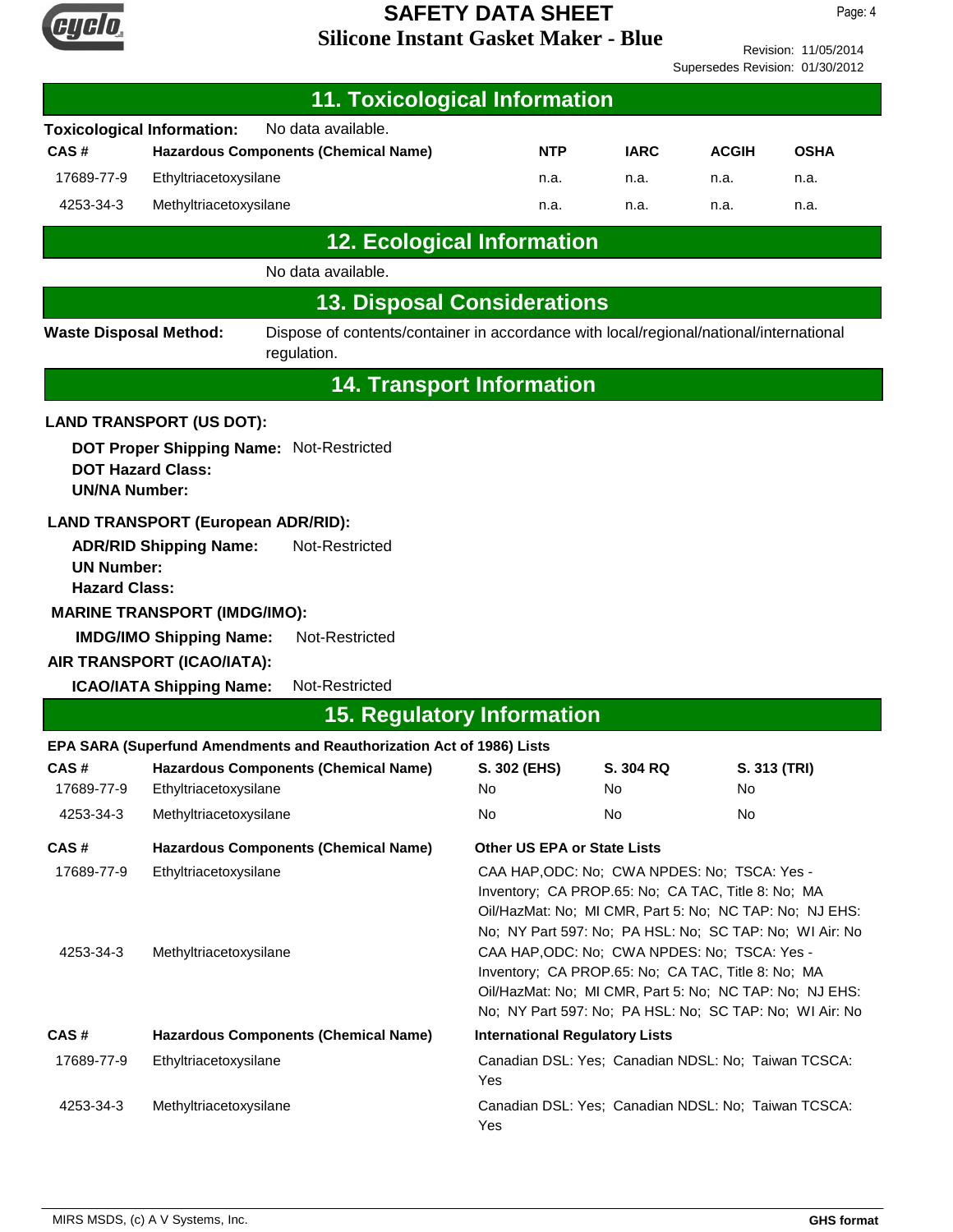## 11. Toxicological Information

**Toxicological Information:** No data available.

| CAS # | Hazardous Components (Chemical Name) | NTP | IARC | ACGIH | OSHA |
|---|---|---|---|---|---|
| 17689-77-9 | Ethyltriacetoxysilane | n.a. | n.a. | n.a. | n.a. |
| 4253-34-3 | Methyltriacetoxysilane | n.a. | n.a. | n.a. | n.a. |

## 12. Ecological Information

No data available.

## 13. Disposal Considerations

**Waste Disposal Method:** Dispose of contents/container in accordance with local/regional/national/international regulation.

## 14. Transport Information

**LAND TRANSPORT (US DOT):**

**DOT Proper Shipping Name:** Not-Restricted
**DOT Hazard Class:**
**UN/NA Number:**

**LAND TRANSPORT (European ADR/RID):**

**ADR/RID Shipping Name:** Not-Restricted
**UN Number:**
**Hazard Class:**

**MARINE TRANSPORT (IMDG/IMO):**

**IMDG/IMO Shipping Name:** Not-Restricted

**AIR TRANSPORT (ICAO/IATA):**

**ICAO/IATA Shipping Name:** Not-Restricted

## 15. Regulatory Information

**EPA SARA (Superfund Amendments and Reauthorization Act of 1986) Lists**

| CAS # | Hazardous Components (Chemical Name) | S. 302 (EHS) | S. 304 RQ | S. 313 (TRI) |
|---|---|---|---|---|
| 17689-77-9 | Ethyltriacetoxysilane | No | No | No |
| 4253-34-3 | Methyltriacetoxysilane | No | No | No |

| CAS # | Hazardous Components (Chemical Name) | Other US EPA or State Lists |
|---|---|---|
| 17689-77-9 | Ethyltriacetoxysilane | CAA HAP,ODC: No; CWA NPDES: No; TSCA: Yes - Inventory; CA PROP.65: No; CA TAC, Title 8: No; MA Oil/HazMat: No; MI CMR, Part 5: No; NC TAP: No; NJ EHS: No; NY Part 597: No; PA HSL: No; SC TAP: No; WI Air: No |
| 4253-34-3 | Methyltriacetoxysilane | CAA HAP,ODC: No; CWA NPDES: No; TSCA: Yes - Inventory; CA PROP.65: No; CA TAC, Title 8: No; MA Oil/HazMat: No; MI CMR, Part 5: No; NC TAP: No; NJ EHS: No; NY Part 597: No; PA HSL: No; SC TAP: No; WI Air: No |

| CAS # | Hazardous Components (Chemical Name) | International Regulatory Lists |
|---|---|---|
| 17689-77-9 | Ethyltriacetoxysilane | Canadian DSL: Yes; Canadian NDSL: No; Taiwan TCSCA: Yes |
| 4253-34-3 | Methyltriacetoxysilane | Canadian DSL: Yes; Canadian NDSL: No; Taiwan TCSCA: Yes |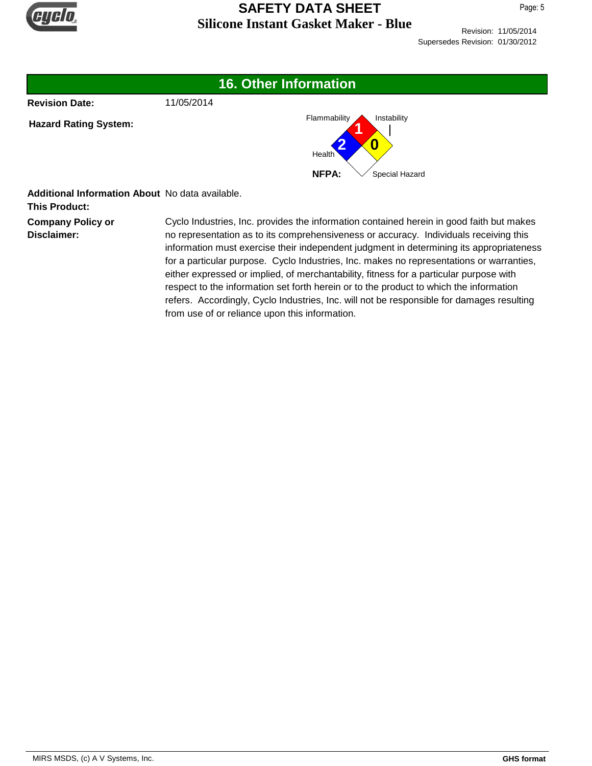## 16. Other Information

**Revision Date:** 11/05/2014

**Hazard Rating System:**

Flammability
Instability
1
2
0
Health
NFPA:
Special Hazard

**Additional Information About This Product:** No data available.

**Company Policy or Disclaimer:** Cyclo Industries, Inc. provides the information contained herein in good faith but makes no representation as to its comprehensiveness or accuracy. Individuals receiving this information must exercise their independent judgment in determining its appropriateness for a particular purpose. Cyclo Industries, Inc. makes no representations or warranties, either expressed or implied, of merchantability, fitness for a particular purpose with respect to the information set forth herein or to the product to which the information refers. Accordingly, Cyclo Industries, Inc. will not be responsible for damages resulting from use of or reliance upon this information.